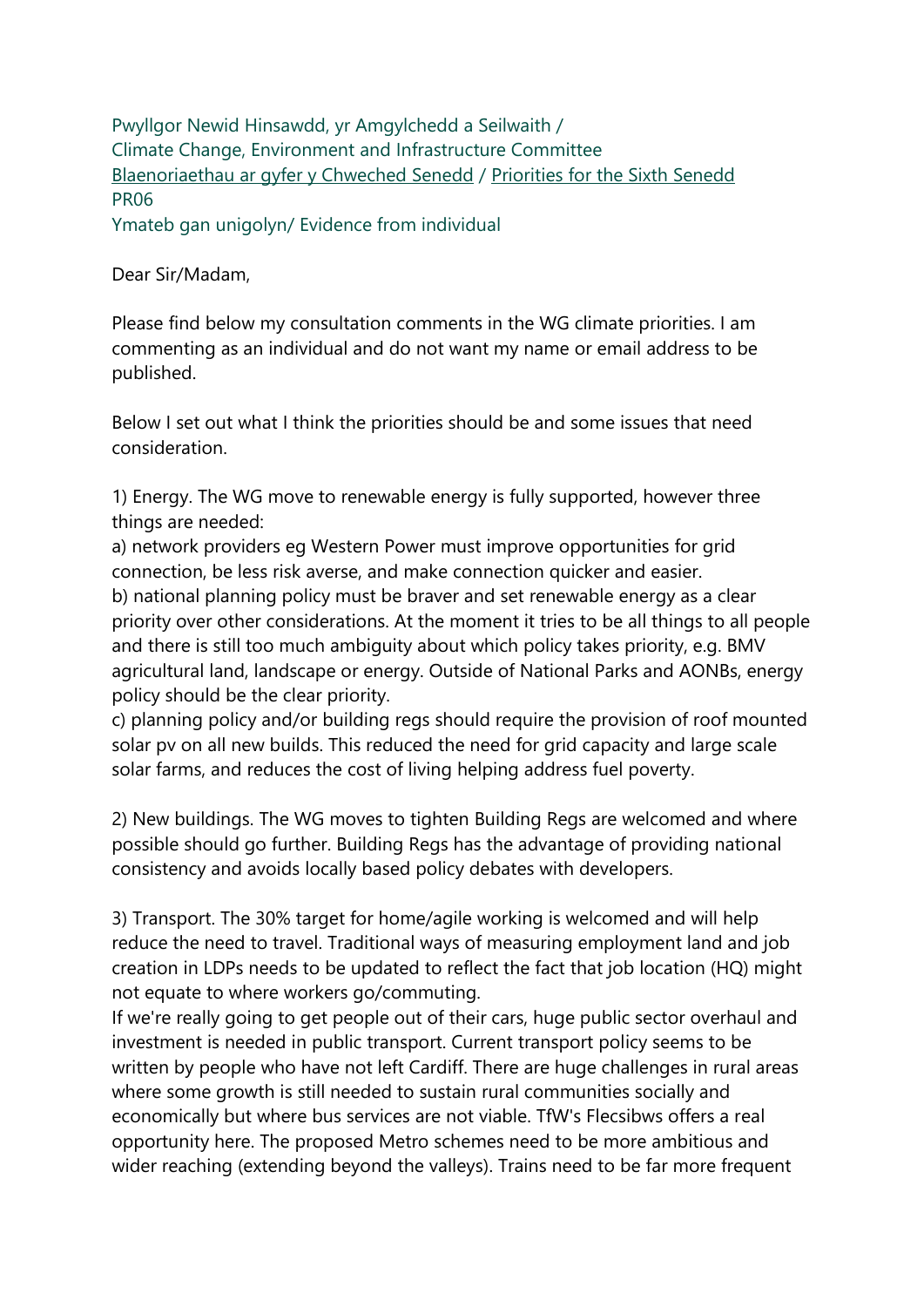Pwyllgor Newid Hinsawdd, yr Amgylchedd a Seilwaith /
Climate Change, Environment and Infrastructure Committee
Blaenoriaethau ar gyfer y Chweched Senedd / Priorities for the Sixth Senedd
PR06
Ymateb gan unigolyn/ Evidence from individual

Dear Sir/Madam,

Please find below my consultation comments in the WG climate priorities. I am commenting as an individual and do not want my name or email address to be published.

Below I set out what I think the priorities should be and some issues that need consideration.

1) Energy. The WG move to renewable energy is fully supported, however three things are needed:
a) network providers eg Western Power must improve opportunities for grid connection, be less risk averse, and make connection quicker and easier.
b) national planning policy must be braver and set renewable energy as a clear priority over other considerations. At the moment it tries to be all things to all people and there is still too much ambiguity about which policy takes priority, e.g. BMV agricultural land, landscape or energy. Outside of National Parks and AONBs, energy policy should be the clear priority.
c) planning policy and/or building regs should require the provision of roof mounted solar pv on all new builds. This reduced the need for grid capacity and large scale solar farms, and reduces the cost of living helping address fuel poverty.

2) New buildings. The WG moves to tighten Building Regs are welcomed and where possible should go further. Building Regs has the advantage of providing national consistency and avoids locally based policy debates with developers.

3) Transport. The 30% target for home/agile working is welcomed and will help reduce the need to travel. Traditional ways of measuring employment land and job creation in LDPs needs to be updated to reflect the fact that job location (HQ) might not equate to where workers go/commuting.
If we're really going to get people out of their cars, huge public sector overhaul and investment is needed in public transport. Current transport policy seems to be written by people who have not left Cardiff. There are huge challenges in rural areas where some growth is still needed to sustain rural communities socially and economically but where bus services are not viable. TfW's Flecsibws offers a real opportunity here. The proposed Metro schemes need to be more ambitious and wider reaching (extending beyond the valleys). Trains need to be far more frequent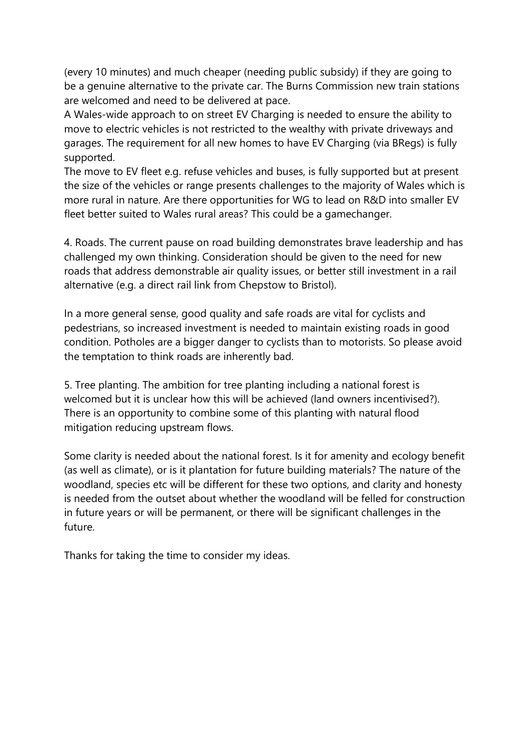(every 10 minutes) and much cheaper (needing public subsidy) if they are going to be a genuine alternative to the private car. The Burns Commission new train stations are welcomed and need to be delivered at pace.
A Wales-wide approach to on street EV Charging is needed to ensure the ability to move to electric vehicles is not restricted to the wealthy with private driveways and garages. The requirement for all new homes to have EV Charging (via BRegs) is fully supported.
The move to EV fleet e.g. refuse vehicles and buses, is fully supported but at present the size of the vehicles or range presents challenges to the majority of Wales which is more rural in nature. Are there opportunities for WG to lead on R&D into smaller EV fleet better suited to Wales rural areas? This could be a gamechanger.

4. Roads. The current pause on road building demonstrates brave leadership and has challenged my own thinking. Consideration should be given to the need for new roads that address demonstrable air quality issues, or better still investment in a rail alternative (e.g. a direct rail link from Chepstow to Bristol).

In a more general sense, good quality and safe roads are vital for cyclists and pedestrians, so increased investment is needed to maintain existing roads in good condition. Potholes are a bigger danger to cyclists than to motorists. So please avoid the temptation to think roads are inherently bad.

5. Tree planting. The ambition for tree planting including a national forest is welcomed but it is unclear how this will be achieved (land owners incentivised?). There is an opportunity to combine some of this planting with natural flood mitigation reducing upstream flows.

Some clarity is needed about the national forest. Is it for amenity and ecology benefit (as well as climate), or is it plantation for future building materials? The nature of the woodland, species etc will be different for these two options, and clarity and honesty is needed from the outset about whether the woodland will be felled for construction in future years or will be permanent, or there will be significant challenges in the future.

Thanks for taking the time to consider my ideas.